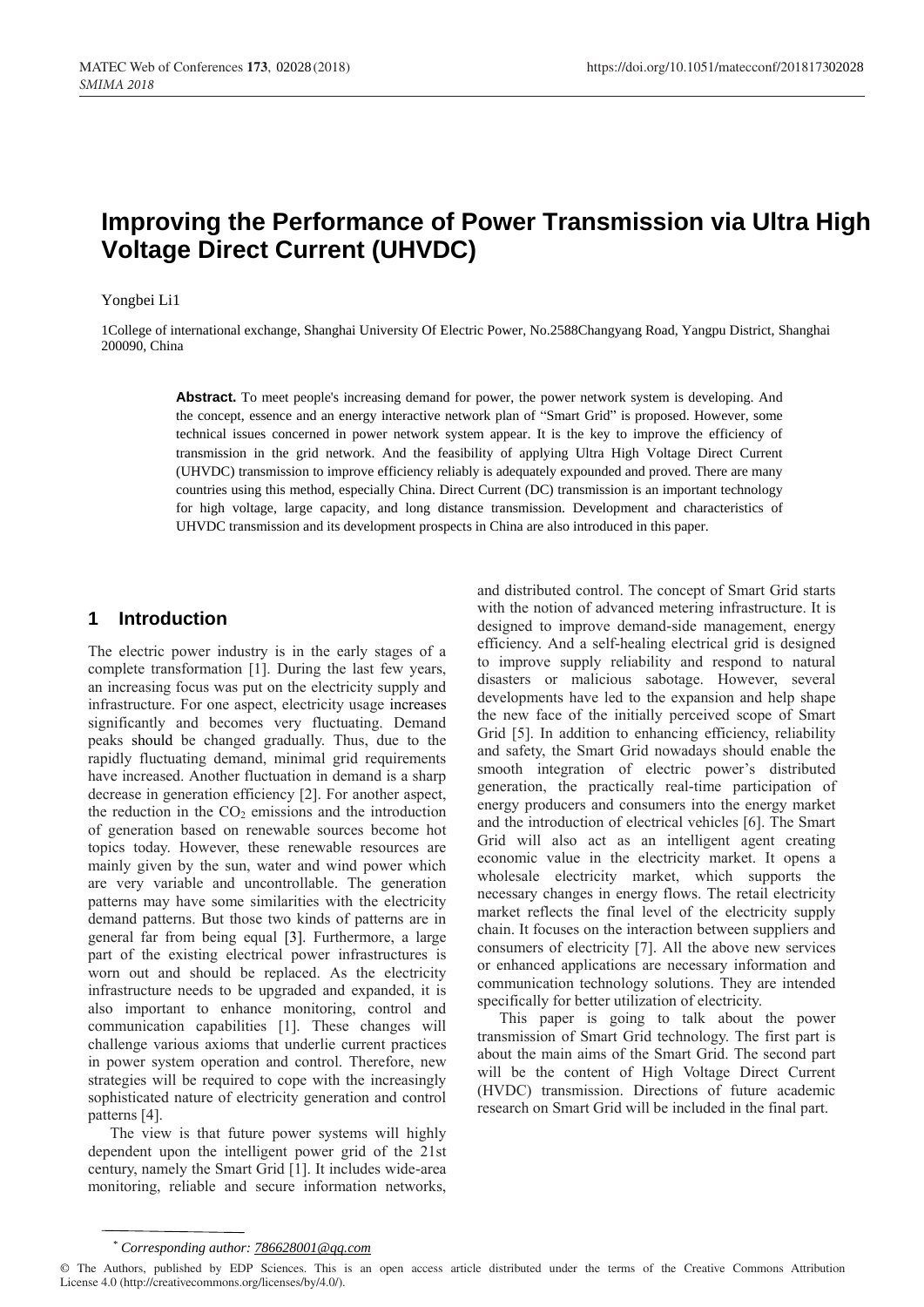# Improving the Performance of Power Transmission via Ultra High Voltage Direct Current (UHVDC)

Yongbei Li1

1College of international exchange, Shanghai University Of Electric Power, No.2588Changyang Road, Yangpu District, Shanghai 200090, China

**Abstract.** To meet people's increasing demand for power, the power network system is developing. And the concept, essence and an energy interactive network plan of "Smart Grid" is proposed. However, some technical issues concerned in power network system appear. It is the key to improve the efficiency of transmission in the grid network. And the feasibility of applying Ultra High Voltage Direct Current (UHVDC) transmission to improve efficiency reliably is adequately expounded and proved. There are many countries using this method, especially China. Direct Current (DC) transmission is an important technology for high voltage, large capacity, and long distance transmission. Development and characteristics of UHVDC transmission and its development prospects in China are also introduced in this paper.

## 1 Introduction

The electric power industry is in the early stages of a complete transformation [1]. During the last few years, an increasing focus was put on the electricity supply and infrastructure. For one aspect, electricity usage increases significantly and becomes very fluctuating. Demand peaks should be changed gradually. Thus, due to the rapidly fluctuating demand, minimal grid requirements have increased. Another fluctuation in demand is a sharp decrease in generation efficiency [2]. For another aspect, the reduction in the $CO_2$ emissions and the introduction of generation based on renewable sources become hot topics today. However, these renewable resources are mainly given by the sun, water and wind power which are very variable and uncontrollable. The generation patterns may have some similarities with the electricity demand patterns. But those two kinds of patterns are in general far from being equal [3]. Furthermore, a large part of the existing electrical power infrastructures is worn out and should be replaced. As the electricity infrastructure needs to be upgraded and expanded, it is also important to enhance monitoring, control and communication capabilities [1]. These changes will challenge various axioms that underlie current practices in power system operation and control. Therefore, new strategies will be required to cope with the increasingly sophisticated nature of electricity generation and control patterns [4].

The view is that future power systems will highly dependent upon the intelligent power grid of the 21st century, namely the Smart Grid [1]. It includes wide-area monitoring, reliable and secure information networks, and distributed control. The concept of Smart Grid starts with the notion of advanced metering infrastructure. It is designed to improve demand-side management, energy efficiency. And a self-healing electrical grid is designed to improve supply reliability and respond to natural disasters or malicious sabotage. However, several developments have led to the expansion and help shape the new face of the initially perceived scope of Smart Grid [5]. In addition to enhancing efficiency, reliability and safety, the Smart Grid nowadays should enable the smooth integration of electric power's distributed generation, the practically real-time participation of energy producers and consumers into the energy market and the introduction of electrical vehicles [6]. The Smart Grid will also act as an intelligent agent creating economic value in the electricity market. It opens a wholesale electricity market, which supports the necessary changes in energy flows. The retail electricity market reflects the final level of the electricity supply chain. It focuses on the interaction between suppliers and consumers of electricity [7]. All the above new services or enhanced applications are necessary information and communication technology solutions. They are intended specifically for better utilization of electricity.

This paper is going to talk about the power transmission of Smart Grid technology. The first part is about the main aims of the Smart Grid. The second part will be the content of High Voltage Direct Current (HVDC) transmission. Directions of future academic research on Smart Grid will be included in the final part.

*Corresponding author: 786628001@qq.com

© The Authors, published by EDP Sciences. This is an open access article distributed under the terms of the Creative Commons Attribution License 4.0 (http://creativecommons.org/licenses/by/4.0/).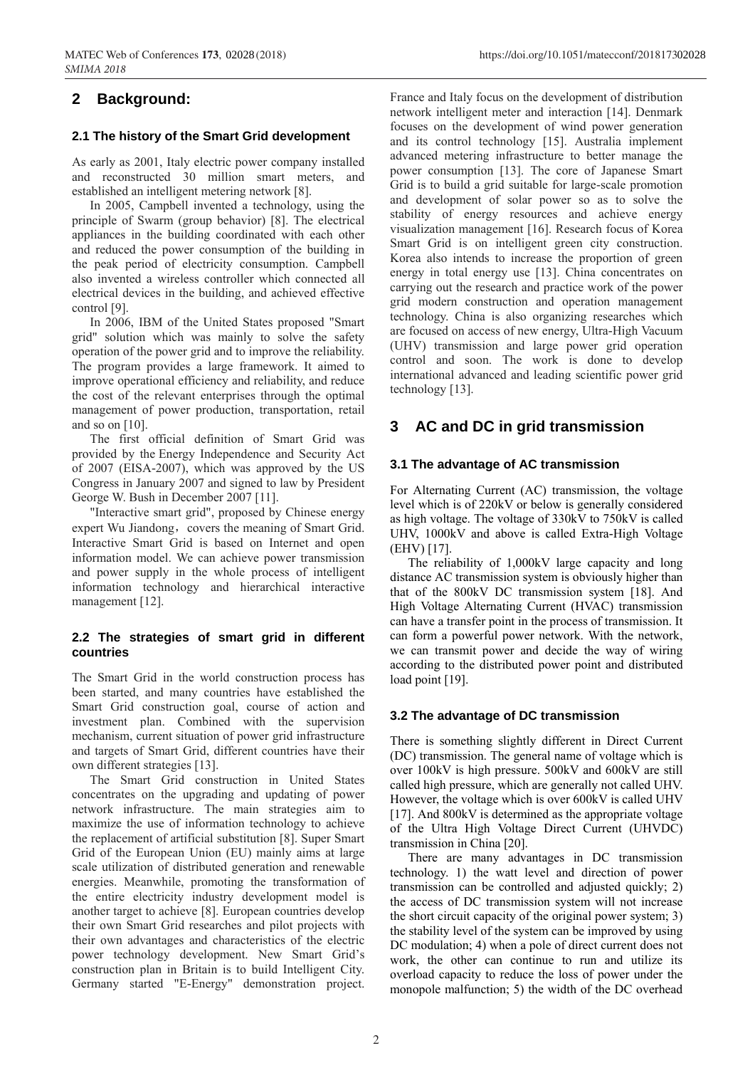## 2 Background:

### 2.1 The history of the Smart Grid development

As early as 2001, Italy electric power company installed and reconstructed 30 million smart meters, and established an intelligent metering network [8].

In 2005, Campbell invented a technology, using the principle of Swarm (group behavior) [8]. The electrical appliances in the building coordinated with each other and reduced the power consumption of the building in the peak period of electricity consumption. Campbell also invented a wireless controller which connected all electrical devices in the building, and achieved effective control [9].

In 2006, IBM of the United States proposed "Smart grid" solution which was mainly to solve the safety operation of the power grid and to improve the reliability. The program provides a large framework. It aimed to improve operational efficiency and reliability, and reduce the cost of the relevant enterprises through the optimal management of power production, transportation, retail and so on [10].

The first official definition of Smart Grid was provided by the Energy Independence and Security Act of 2007 (EISA-2007), which was approved by the US Congress in January 2007 and signed to law by President George W. Bush in December 2007 [11].

"Interactive smart grid", proposed by Chinese energy expert Wu Jiandong，covers the meaning of Smart Grid. Interactive Smart Grid is based on Internet and open information model. We can achieve power transmission and power supply in the whole process of intelligent information technology and hierarchical interactive management [12].

### 2.2 The strategies of smart grid in different countries

The Smart Grid in the world construction process has been started, and many countries have established the Smart Grid construction goal, course of action and investment plan. Combined with the supervision mechanism, current situation of power grid infrastructure and targets of Smart Grid, different countries have their own different strategies [13].

The Smart Grid construction in United States concentrates on the upgrading and updating of power network infrastructure. The main strategies aim to maximize the use of information technology to achieve the replacement of artificial substitution [8]. Super Smart Grid of the European Union (EU) mainly aims at large scale utilization of distributed generation and renewable energies. Meanwhile, promoting the transformation of the entire electricity industry development model is another target to achieve [8]. European countries develop their own Smart Grid researches and pilot projects with their own advantages and characteristics of the electric power technology development. New Smart Grid's construction plan in Britain is to build Intelligent City. Germany started "E-Energy" demonstration project. France and Italy focus on the development of distribution network intelligent meter and interaction [14]. Denmark focuses on the development of wind power generation and its control technology [15]. Australia implement advanced metering infrastructure to better manage the power consumption [13]. The core of Japanese Smart Grid is to build a grid suitable for large-scale promotion and development of solar power so as to solve the stability of energy resources and achieve energy visualization management [16]. Research focus of Korea Smart Grid is on intelligent green city construction. Korea also intends to increase the proportion of green energy in total energy use [13]. China concentrates on carrying out the research and practice work of the power grid modern construction and operation management technology. China is also organizing researches which are focused on access of new energy, Ultra-High Vacuum (UHV) transmission and large power grid operation control and soon. The work is done to develop international advanced and leading scientific power grid technology [13].

## 3 AC and DC in grid transmission

### 3.1 The advantage of AC transmission

For Alternating Current (AC) transmission, the voltage level which is of 220kV or below is generally considered as high voltage. The voltage of 330kV to 750kV is called UHV, 1000kV and above is called Extra-High Voltage (EHV) [17].

The reliability of 1,000kV large capacity and long distance AC transmission system is obviously higher than that of the 800kV DC transmission system [18]. And High Voltage Alternating Current (HVAC) transmission can have a transfer point in the process of transmission. It can form a powerful power network. With the network, we can transmit power and decide the way of wiring according to the distributed power point and distributed load point [19].

### 3.2 The advantage of DC transmission

There is something slightly different in Direct Current (DC) transmission. The general name of voltage which is over 100kV is high pressure. 500kV and 600kV are still called high pressure, which are generally not called UHV. However, the voltage which is over 600kV is called UHV [17]. And 800kV is determined as the appropriate voltage of the Ultra High Voltage Direct Current (UHVDC) transmission in China [20].

There are many advantages in DC transmission technology. 1) the watt level and direction of power transmission can be controlled and adjusted quickly; 2) the access of DC transmission system will not increase the short circuit capacity of the original power system; 3) the stability level of the system can be improved by using DC modulation; 4) when a pole of direct current does not work, the other can continue to run and utilize its overload capacity to reduce the loss of power under the monopole malfunction; 5) the width of the DC overhead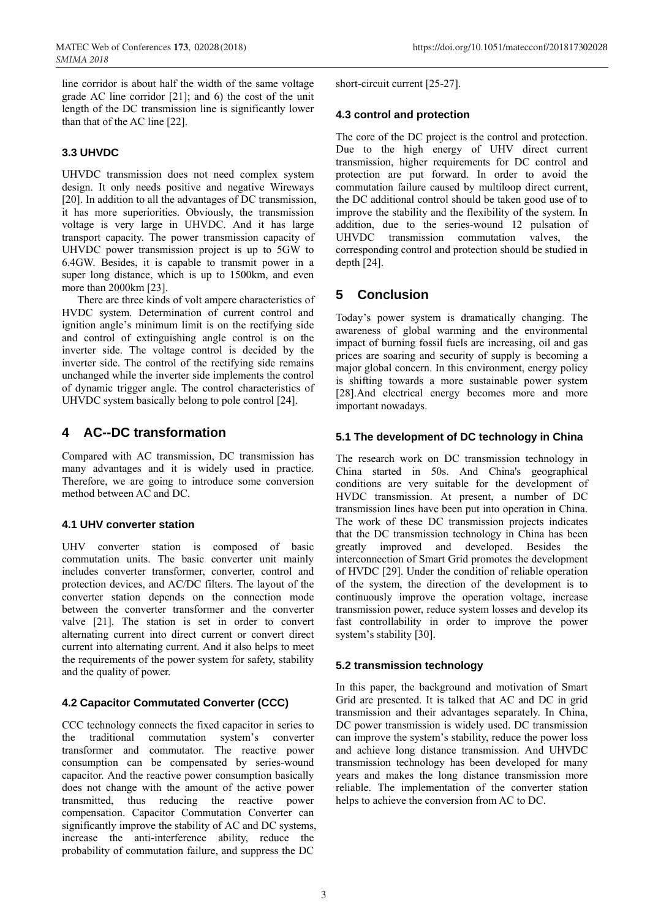line corridor is about half the width of the same voltage grade AC line corridor [21]; and 6) the cost of the unit length of the DC transmission line is significantly lower than that of the AC line [22].

### 3.3 UHVDC

UHVDC transmission does not need complex system design. It only needs positive and negative Wireways [20]. In addition to all the advantages of DC transmission, it has more superiorities. Obviously, the transmission voltage is very large in UHVDC. And it has large transport capacity. The power transmission capacity of UHVDC power transmission project is up to 5GW to 6.4GW. Besides, it is capable to transmit power in a super long distance, which is up to 1500km, and even more than 2000km [23].

There are three kinds of volt ampere characteristics of HVDC system. Determination of current control and ignition angle's minimum limit is on the rectifying side and control of extinguishing angle control is on the inverter side. The voltage control is decided by the inverter side. The control of the rectifying side remains unchanged while the inverter side implements the control of dynamic trigger angle. The control characteristics of UHVDC system basically belong to pole control [24].

## 4 AC--DC transformation

Compared with AC transmission, DC transmission has many advantages and it is widely used in practice. Therefore, we are going to introduce some conversion method between AC and DC.

### 4.1 UHV converter station

UHV converter station is composed of basic commutation units. The basic converter unit mainly includes converter transformer, converter, control and protection devices, and AC/DC filters. The layout of the converter station depends on the connection mode between the converter transformer and the converter valve [21]. The station is set in order to convert alternating current into direct current or convert direct current into alternating current. And it also helps to meet the requirements of the power system for safety, stability and the quality of power.

### 4.2 Capacitor Commutated Converter (CCC)

CCC technology connects the fixed capacitor in series to the traditional commutation system's converter transformer and commutator. The reactive power consumption can be compensated by series-wound capacitor. And the reactive power consumption basically does not change with the amount of the active power transmitted, thus reducing the reactive power compensation. Capacitor Commutation Converter can significantly improve the stability of AC and DC systems, increase the anti-interference ability, reduce the probability of commutation failure, and suppress the DC short-circuit current [25-27].

### 4.3 control and protection

The core of the DC project is the control and protection. Due to the high energy of UHV direct current transmission, higher requirements for DC control and protection are put forward. In order to avoid the commutation failure caused by multiloop direct current, the DC additional control should be taken good use of to improve the stability and the flexibility of the system. In addition, due to the series-wound 12 pulsation of UHVDC transmission commutation valves, the corresponding control and protection should be studied in depth [24].

## 5 Conclusion

Today's power system is dramatically changing. The awareness of global warming and the environmental impact of burning fossil fuels are increasing, oil and gas prices are soaring and security of supply is becoming a major global concern. In this environment, energy policy is shifting towards a more sustainable power system [28].And electrical energy becomes more and more important nowadays.

### 5.1 The development of DC technology in China

The research work on DC transmission technology in China started in 50s. And China's geographical conditions are very suitable for the development of HVDC transmission. At present, a number of DC transmission lines have been put into operation in China. The work of these DC transmission projects indicates that the DC transmission technology in China has been greatly improved and developed. Besides the interconnection of Smart Grid promotes the development of HVDC [29]. Under the condition of reliable operation of the system, the direction of the development is to continuously improve the operation voltage, increase transmission power, reduce system losses and develop its fast controllability in order to improve the power system's stability [30].

### 5.2 transmission technology

In this paper, the background and motivation of Smart Grid are presented. It is talked that AC and DC in grid transmission and their advantages separately. In China, DC power transmission is widely used. DC transmission can improve the system's stability, reduce the power loss and achieve long distance transmission. And UHVDC transmission technology has been developed for many years and makes the long distance transmission more reliable. The implementation of the converter station helps to achieve the conversion from AC to DC.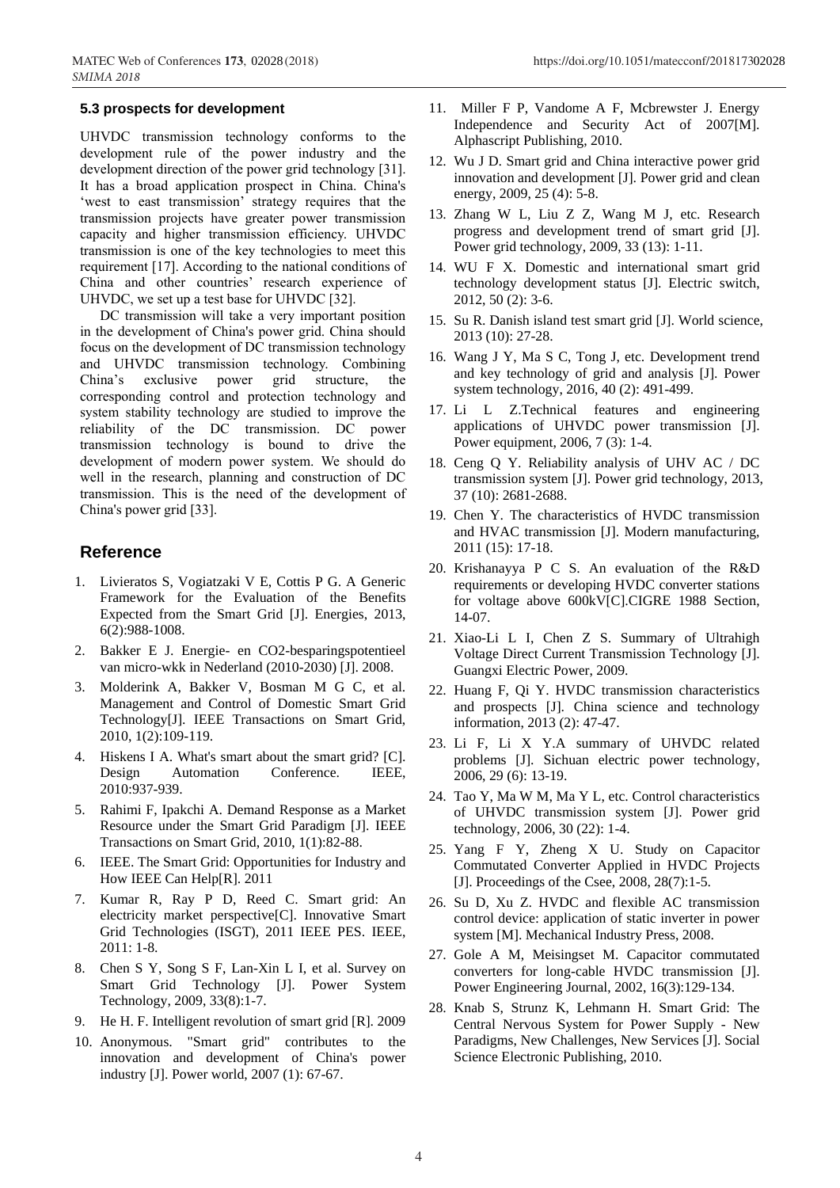### 5.3 prospects for development

UHVDC transmission technology conforms to the development rule of the power industry and the development direction of the power grid technology [31]. It has a broad application prospect in China. China's 'west to east transmission' strategy requires that the transmission projects have greater power transmission capacity and higher transmission efficiency. UHVDC transmission is one of the key technologies to meet this requirement [17]. According to the national conditions of China and other countries' research experience of UHVDC, we set up a test base for UHVDC [32].

DC transmission will take a very important position in the development of China's power grid. China should focus on the development of DC transmission technology and UHVDC transmission technology. Combining China's exclusive power grid structure, the corresponding control and protection technology and system stability technology are studied to improve the reliability of the DC transmission. DC power transmission technology is bound to drive the development of modern power system. We should do well in the research, planning and construction of DC transmission. This is the need of the development of China's power grid [33].

## Reference

1. Livieratos S, Vogiatzaki V E, Cottis P G. A Generic Framework for the Evaluation of the Benefits Expected from the Smart Grid [J]. Energies, 2013, 6(2):988-1008.
2. Bakker E J. Energie- en CO2-besparingspotentieel van micro-wkk in Nederland (2010-2030) [J]. 2008.
3. Molderink A, Bakker V, Bosman M G C, et al. Management and Control of Domestic Smart Grid Technology[J]. IEEE Transactions on Smart Grid, 2010, 1(2):109-119.
4. Hiskens I A. What's smart about the smart grid? [C]. Design Automation Conference. IEEE, 2010:937-939.
5. Rahimi F, Ipakchi A. Demand Response as a Market Resource under the Smart Grid Paradigm [J]. IEEE Transactions on Smart Grid, 2010, 1(1):82-88.
6. IEEE. The Smart Grid: Opportunities for Industry and How IEEE Can Help[R]. 2011
7. Kumar R, Ray P D, Reed C. Smart grid: An electricity market perspective[C]. Innovative Smart Grid Technologies (ISGT), 2011 IEEE PES. IEEE, 2011: 1-8.
8. Chen S Y, Song S F, Lan-Xin L I, et al. Survey on Smart Grid Technology [J]. Power System Technology, 2009, 33(8):1-7.
9. He H. F. Intelligent revolution of smart grid [R]. 2009
10. Anonymous. "Smart grid" contributes to the innovation and development of China's power industry [J]. Power world, 2007 (1): 67-67.
11. Miller F P, Vandome A F, Mcbrewster J. Energy Independence and Security Act of 2007[M]. Alphascript Publishing, 2010.
12. Wu J D. Smart grid and China interactive power grid innovation and development [J]. Power grid and clean energy, 2009, 25 (4): 5-8.
13. Zhang W L, Liu Z Z, Wang M J, etc. Research progress and development trend of smart grid [J]. Power grid technology, 2009, 33 (13): 1-11.
14. WU F X. Domestic and international smart grid technology development status [J]. Electric switch, 2012, 50 (2): 3-6.
15. Su R. Danish island test smart grid [J]. World science, 2013 (10): 27-28.
16. Wang J Y, Ma S C, Tong J, etc. Development trend and key technology of grid and analysis [J]. Power system technology, 2016, 40 (2): 491-499.
17. Li L Z.Technical features and engineering applications of UHVDC power transmission [J]. Power equipment, 2006, 7 (3): 1-4.
18. Ceng Q Y. Reliability analysis of UHV AC / DC transmission system [J]. Power grid technology, 2013, 37 (10): 2681-2688.
19. Chen Y. The characteristics of HVDC transmission and HVAC transmission [J]. Modern manufacturing, 2011 (15): 17-18.
20. Krishanayya P C S. An evaluation of the R&D requirements or developing HVDC converter stations for voltage above 600kV[C].CIGRE 1988 Section, 14-07.
21. Xiao-Li L I, Chen Z S. Summary of Ultrahigh Voltage Direct Current Transmission Technology [J]. Guangxi Electric Power, 2009.
22. Huang F, Qi Y. HVDC transmission characteristics and prospects [J]. China science and technology information, 2013 (2): 47-47.
23. Li F, Li X Y.A summary of UHVDC related problems [J]. Sichuan electric power technology, 2006, 29 (6): 13-19.
24. Tao Y, Ma W M, Ma Y L, etc. Control characteristics of UHVDC transmission system [J]. Power grid technology, 2006, 30 (22): 1-4.
25. Yang F Y, Zheng X U. Study on Capacitor Commutated Converter Applied in HVDC Projects [J]. Proceedings of the Csee, 2008, 28(7):1-5.
26. Su D, Xu Z. HVDC and flexible AC transmission control device: application of static inverter in power system [M]. Mechanical Industry Press, 2008.
27. Gole A M, Meisingset M. Capacitor commutated converters for long-cable HVDC transmission [J]. Power Engineering Journal, 2002, 16(3):129-134.
28. Knab S, Strunz K, Lehmann H. Smart Grid: The Central Nervous System for Power Supply - New Paradigms, New Challenges, New Services [J]. Social Science Electronic Publishing, 2010.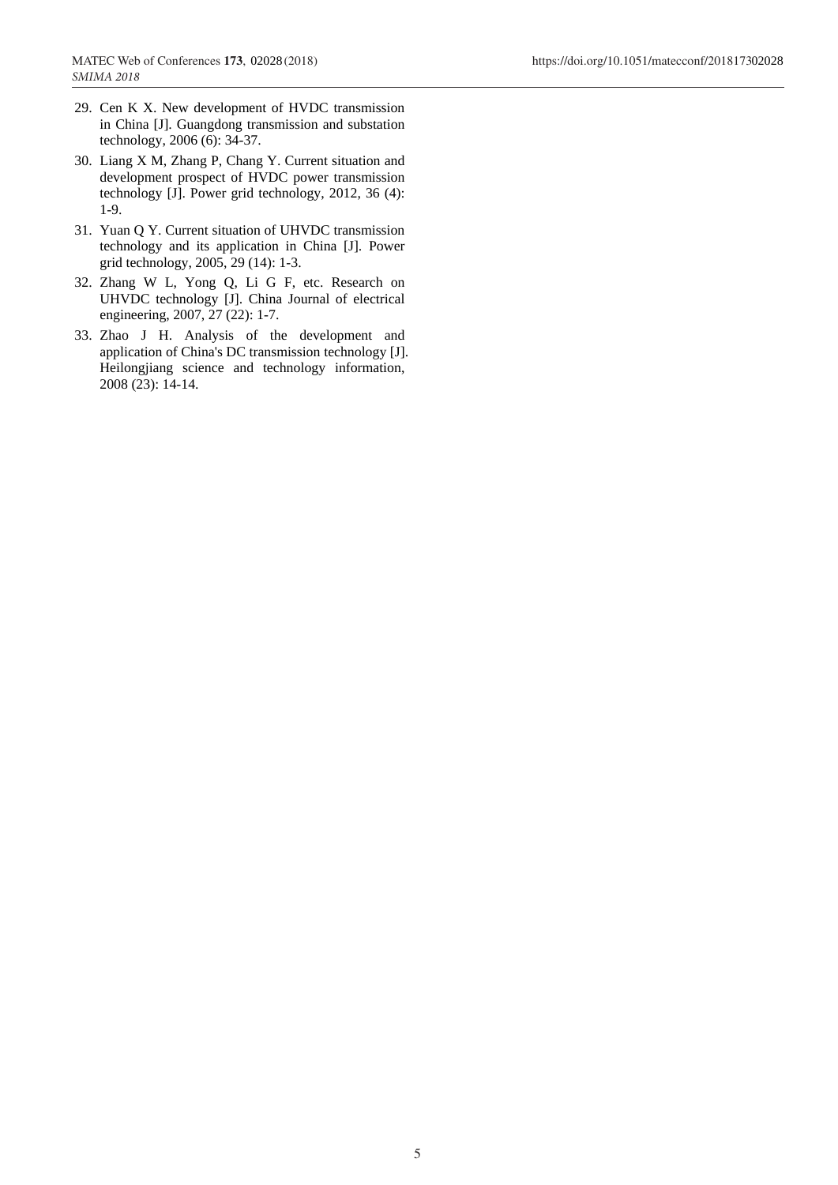29. Cen K X. New development of HVDC transmission in China [J]. Guangdong transmission and substation technology, 2006 (6): 34-37.
30. Liang X M, Zhang P, Chang Y. Current situation and development prospect of HVDC power transmission technology [J]. Power grid technology, 2012, 36 (4): 1-9.
31. Yuan Q Y. Current situation of UHVDC transmission technology and its application in China [J]. Power grid technology, 2005, 29 (14): 1-3.
32. Zhang W L, Yong Q, Li G F, etc. Research on UHVDC technology [J]. China Journal of electrical engineering, 2007, 27 (22): 1-7.
33. Zhao J H. Analysis of the development and application of China's DC transmission technology [J]. Heilongjiang science and technology information, 2008 (23): 14-14.